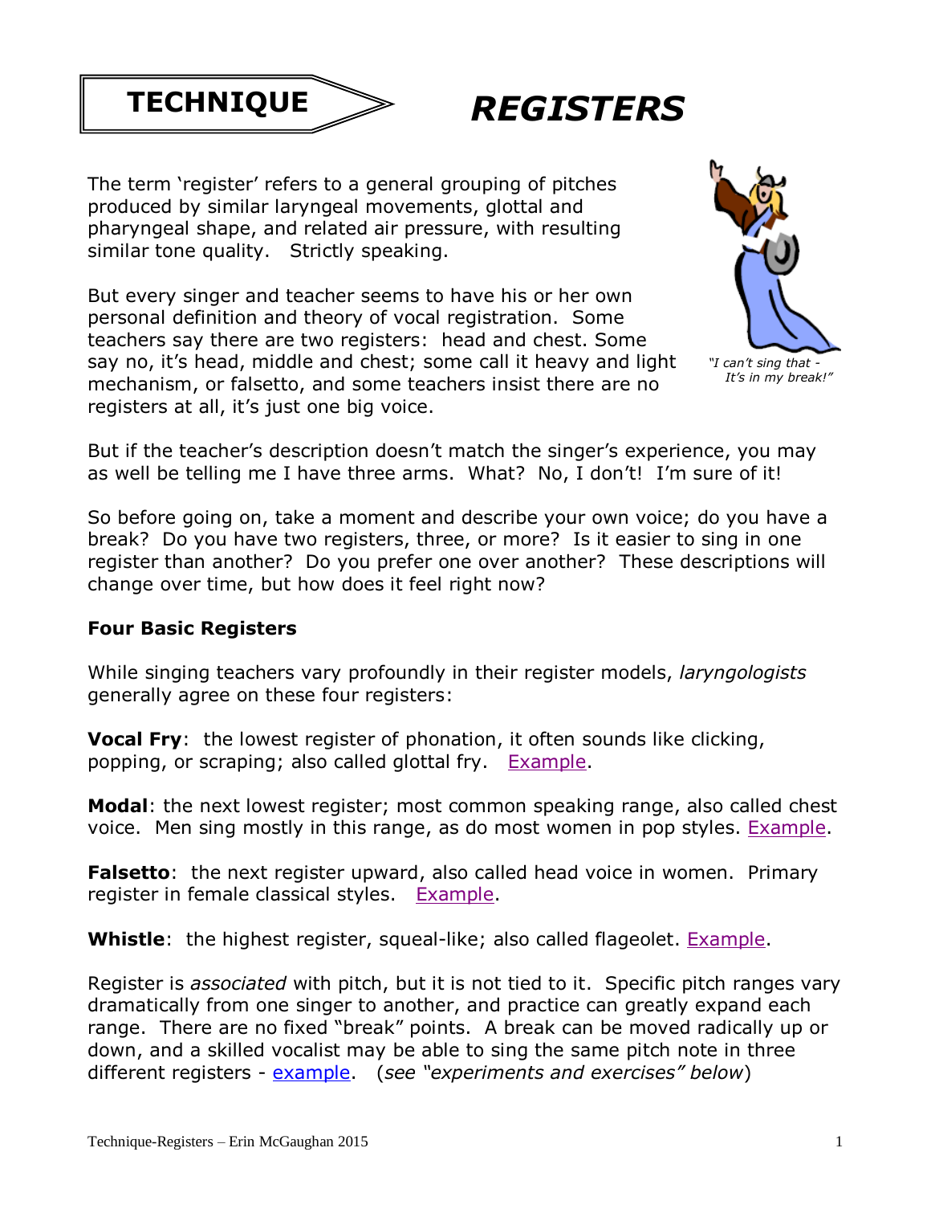# TECHNIQUE — REGISTERS

The term 'register' refers to a general grouping of pitches produced by similar laryngeal movements, glottal and pharyngeal shape, and related air pressure, with resulting similar tone quality. Strictly speaking.

But every singer and teacher seems to have his or her own personal definition and theory of vocal registration. Some teachers say there are two registers: head and chest. Some say no, it's head, middle and chest; some call it heavy and light mechanism, or falsetto, and some teachers insist there are no registers at all, it's just one big voice.

*"I can't sing that - It's in my break!"*

But if the teacher's description doesn't match the singer's experience, you may as well be telling me I have three arms. What? No, I don't! I'm sure of it!

So before going on, take a moment and describe your own voice; do you have a break? Do you have two registers, three, or more? Is it easier to sing in one register than another? Do you prefer one over another? These descriptions will change over time, but how does it feel right now?

**Four Basic Registers**

While singing teachers vary profoundly in their register models, *laryngologists* generally agree on these four registers:

**Vocal Fry**: the lowest register of phonation, it often sounds like clicking, popping, or scraping; also called glottal fry. Example.

**Modal**: the next lowest register; most common speaking range, also called chest voice. Men sing mostly in this range, as do most women in pop styles. Example.

**Falsetto**: the next register upward, also called head voice in women. Primary register in female classical styles. Example.

**Whistle**: the highest register, squeal-like; also called flageolet. Example.

Register is *associated* with pitch, but it is not tied to it. Specific pitch ranges vary dramatically from one singer to another, and practice can greatly expand each range. There are no fixed "break" points. A break can be moved radically up or down, and a skilled vocalist may be able to sing the same pitch note in three different registers - example. (*see "experiments and exercises" below*)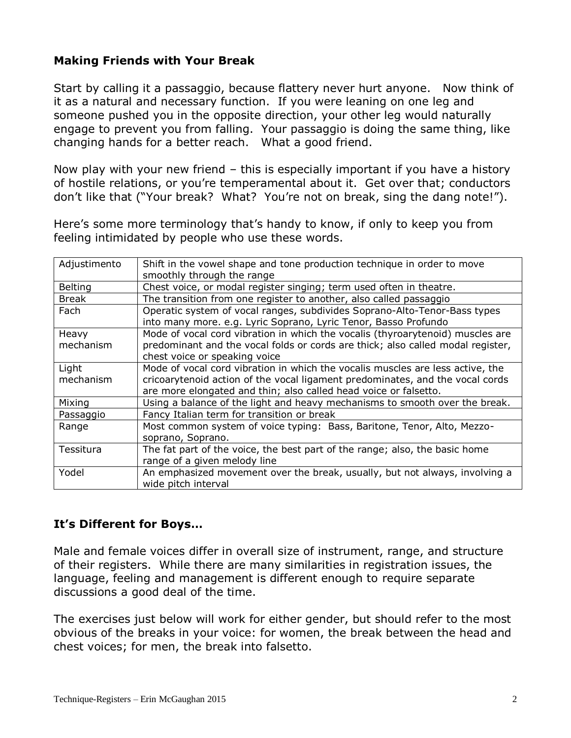### **Making Friends with Your Break**

Start by calling it a passaggio, because flattery never hurt anyone. Now think of it as a natural and necessary function. If you were leaning on one leg and someone pushed you in the opposite direction, your other leg would naturally engage to prevent you from falling. Your passaggio is doing the same thing, like changing hands for a better reach. What a good friend.

Now play with your new friend – this is especially important if you have a history of hostile relations, or you're temperamental about it. Get over that; conductors don't like that ("Your break? What? You're not on break, sing the dang note!").

Here's some more terminology that's handy to know, if only to keep you from feeling intimidated by people who use these words.

| | |
|---|---|
| Adjustimento | Shift in the vowel shape and tone production technique in order to move smoothly through the range |
| Belting | Chest voice, or modal register singing; term used often in theatre. |
| Break | The transition from one register to another, also called passaggio |
| Fach | Operatic system of vocal ranges, subdivides Soprano-Alto-Tenor-Bass types into many more. e.g. Lyric Soprano, Lyric Tenor, Basso Profundo |
| Heavy mechanism | Mode of vocal cord vibration in which the vocalis (thyroarytenoid) muscles are predominant and the vocal folds or cords are thick; also called modal register, chest voice or speaking voice |
| Light mechanism | Mode of vocal cord vibration in which the vocalis muscles are less active, the cricoarytenoid action of the vocal ligament predominates, and the vocal cords are more elongated and thin; also called head voice or falsetto. |
| Mixing | Using a balance of the light and heavy mechanisms to smooth over the break. |
| Passaggio | Fancy Italian term for transition or break |
| Range | Most common system of voice typing: Bass, Baritone, Tenor, Alto, Mezzo-soprano, Soprano. |
| Tessitura | The fat part of the voice, the best part of the range; also, the basic home range of a given melody line |
| Yodel | An emphasized movement over the break, usually, but not always, involving a wide pitch interval |

### **It's Different for Boys…**

Male and female voices differ in overall size of instrument, range, and structure of their registers. While there are many similarities in registration issues, the language, feeling and management is different enough to require separate discussions a good deal of the time.

The exercises just below will work for either gender, but should refer to the most obvious of the breaks in your voice: for women, the break between the head and chest voices; for men, the break into falsetto.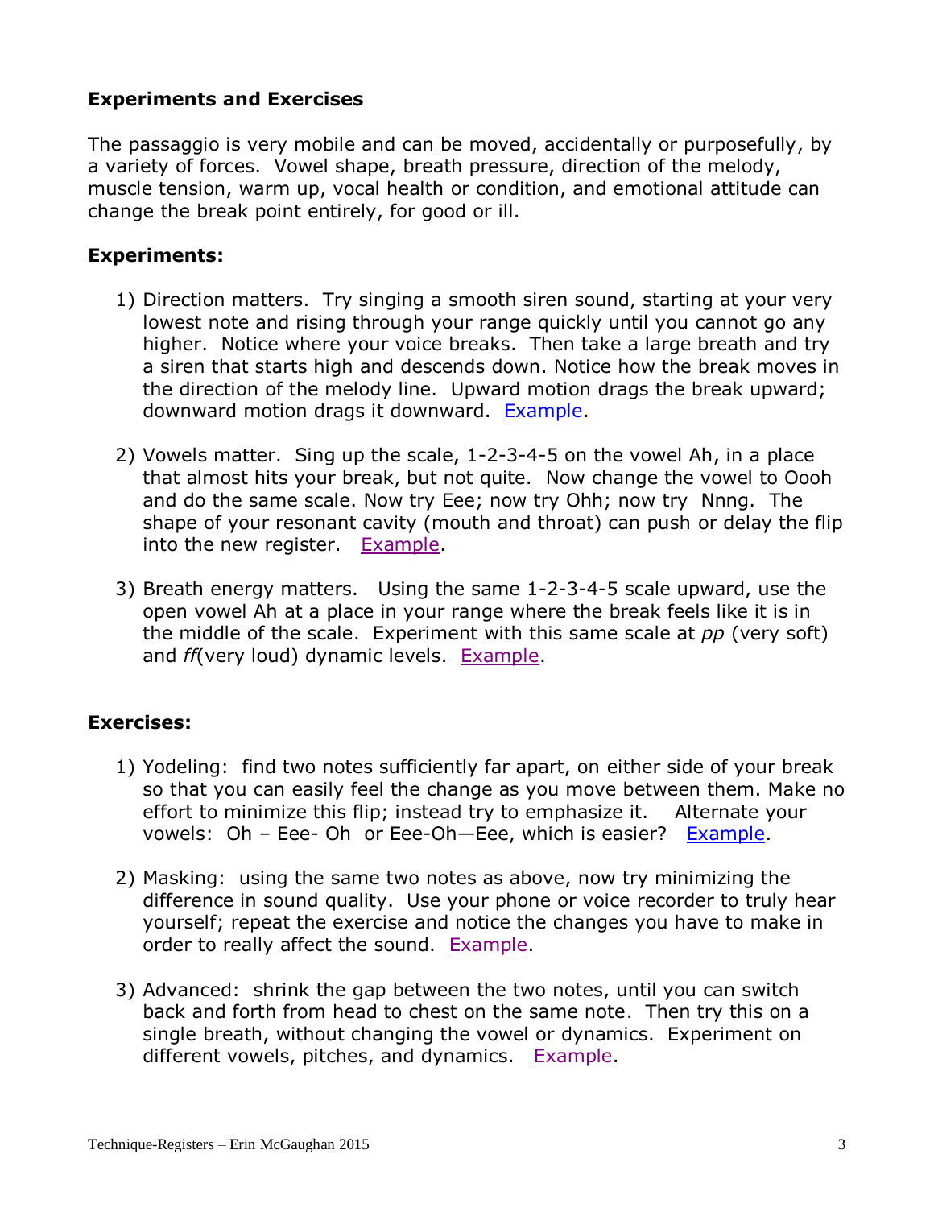### **Experiments and Exercises**

The passaggio is very mobile and can be moved, accidentally or purposefully, by a variety of forces. Vowel shape, breath pressure, direction of the melody, muscle tension, warm up, vocal health or condition, and emotional attitude can change the break point entirely, for good or ill.

### **Experiments:**

1) Direction matters. Try singing a smooth siren sound, starting at your very lowest note and rising through your range quickly until you cannot go any higher. Notice where your voice breaks. Then take a large breath and try a siren that starts high and descends down. Notice how the break moves in the direction of the melody line. Upward motion drags the break upward; downward motion drags it downward. Example.

2) Vowels matter. Sing up the scale, 1-2-3-4-5 on the vowel Ah, in a place that almost hits your break, but not quite. Now change the vowel to Oooh and do the same scale. Now try Eee; now try Ohh; now try Nnng. The shape of your resonant cavity (mouth and throat) can push or delay the flip into the new register. Example.

3) Breath energy matters. Using the same 1-2-3-4-5 scale upward, use the open vowel Ah at a place in your range where the break feels like it is in the middle of the scale. Experiment with this same scale at *pp* (very soft) and *ff*(very loud) dynamic levels. Example.

### **Exercises:**

1) Yodeling: find two notes sufficiently far apart, on either side of your break so that you can easily feel the change as you move between them. Make no effort to minimize this flip; instead try to emphasize it. Alternate your vowels: Oh – Eee- Oh or Eee-Oh—Eee, which is easier? Example.

2) Masking: using the same two notes as above, now try minimizing the difference in sound quality. Use your phone or voice recorder to truly hear yourself; repeat the exercise and notice the changes you have to make in order to really affect the sound. Example.

3) Advanced: shrink the gap between the two notes, until you can switch back and forth from head to chest on the same note. Then try this on a single breath, without changing the vowel or dynamics. Experiment on different vowels, pitches, and dynamics. Example.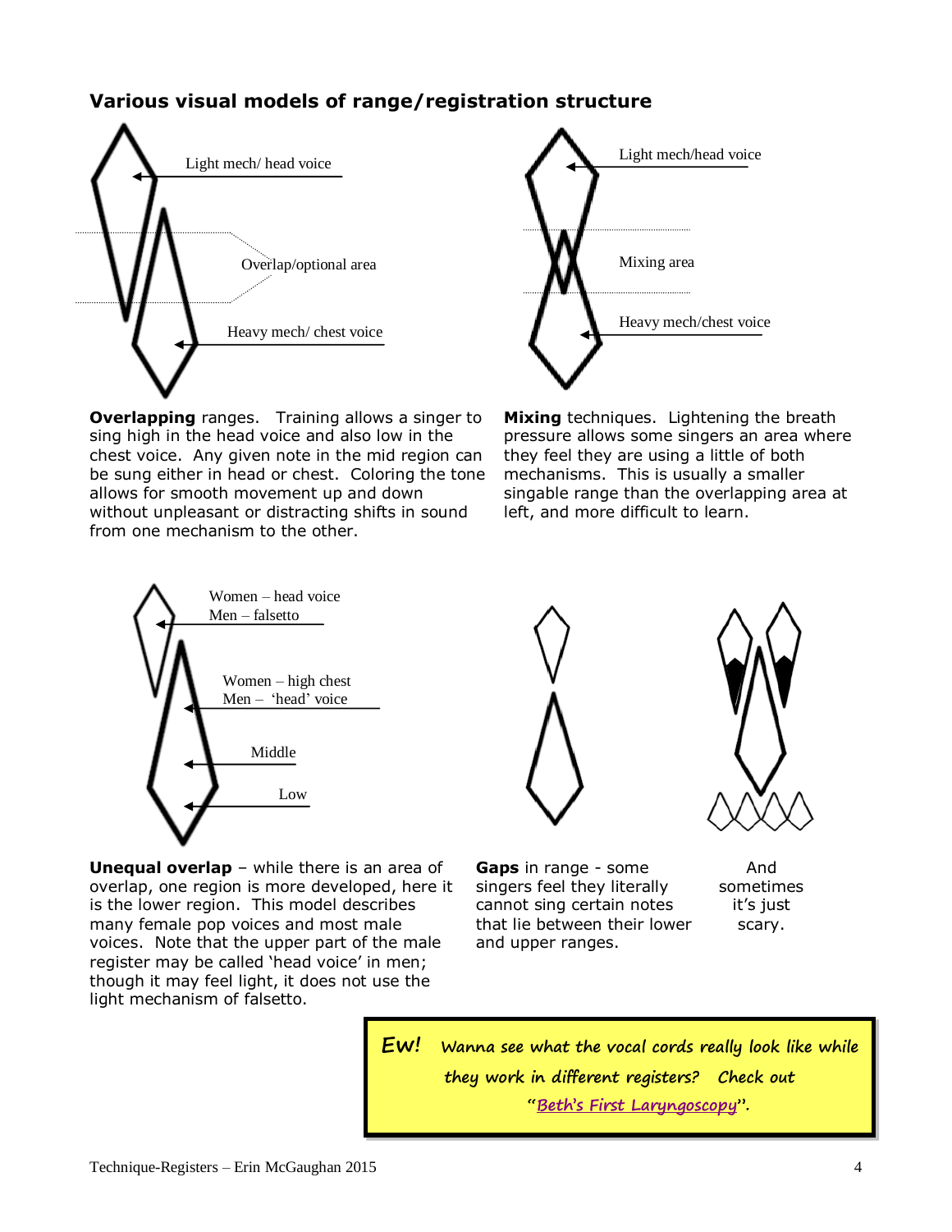## Various visual models of range/registration structure

Light mech/ head voice

Overlap/optional area

Heavy mech/ chest voice

**Overlapping** ranges. Training allows a singer to sing high in the head voice and also low in the chest voice. Any given note in the mid region can be sung either in head or chest. Coloring the tone allows for smooth movement up and down without unpleasant or distracting shifts in sound from one mechanism to the other.

Light mech/head voice

Mixing area

Heavy mech/chest voice

**Mixing** techniques. Lightening the breath pressure allows some singers an area where they feel they are using a little of both mechanisms. This is usually a smaller singable range than the overlapping area at left, and more difficult to learn.

Women – head voice
Men – falsetto

Women – high chest
Men – 'head' voice

Middle

Low

**Unequal overlap** – while there is an area of overlap, one region is more developed, here it is the lower region. This model describes many female pop voices and most male voices. Note that the upper part of the male register may be called 'head voice' in men; though it may feel light, it does not use the light mechanism of falsetto.

**Gaps** in range - some singers feel they literally cannot sing certain notes that lie between their lower and upper ranges.

And sometimes it's just scary.

> ***Ew!*** *Wanna see what the vocal cords really look like while they work in different registers? Check out "Beth's First Laryngoscopy".*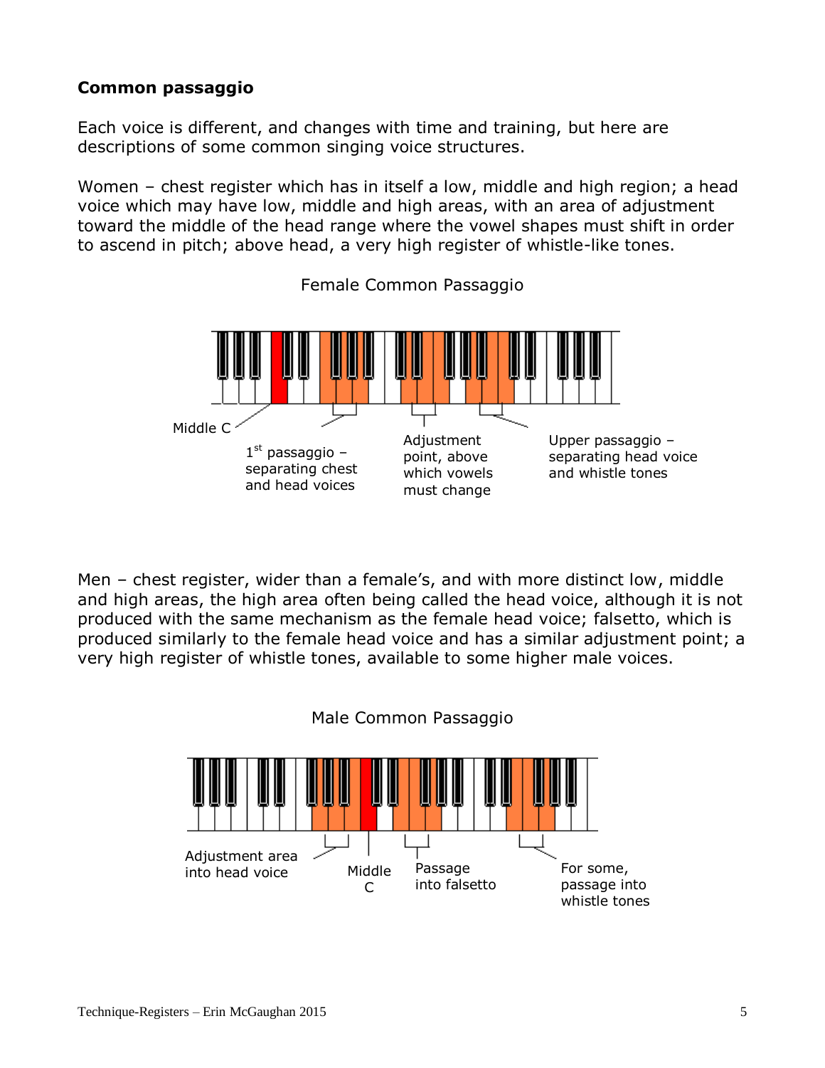## Common passaggio

Each voice is different, and changes with time and training, but here are descriptions of some common singing voice structures.

Women – chest register which has in itself a low, middle and high region; a head voice which may have low, middle and high areas, with an area of adjustment toward the middle of the head range where the vowel shapes must shift in order to ascend in pitch; above head, a very high register of whistle-like tones.

Female Common Passaggio

Middle C

1st passaggio – separating chest and head voices

Adjustment point, above which vowels must change

Upper passaggio – separating head voice and whistle tones

Men – chest register, wider than a female's, and with more distinct low, middle and high areas, the high area often being called the head voice, although it is not produced with the same mechanism as the female head voice; falsetto, which is produced similarly to the female head voice and has a similar adjustment point; a very high register of whistle tones, available to some higher male voices.

Male Common Passaggio

Adjustment area into head voice

Middle C

Passage into falsetto

For some, passage into whistle tones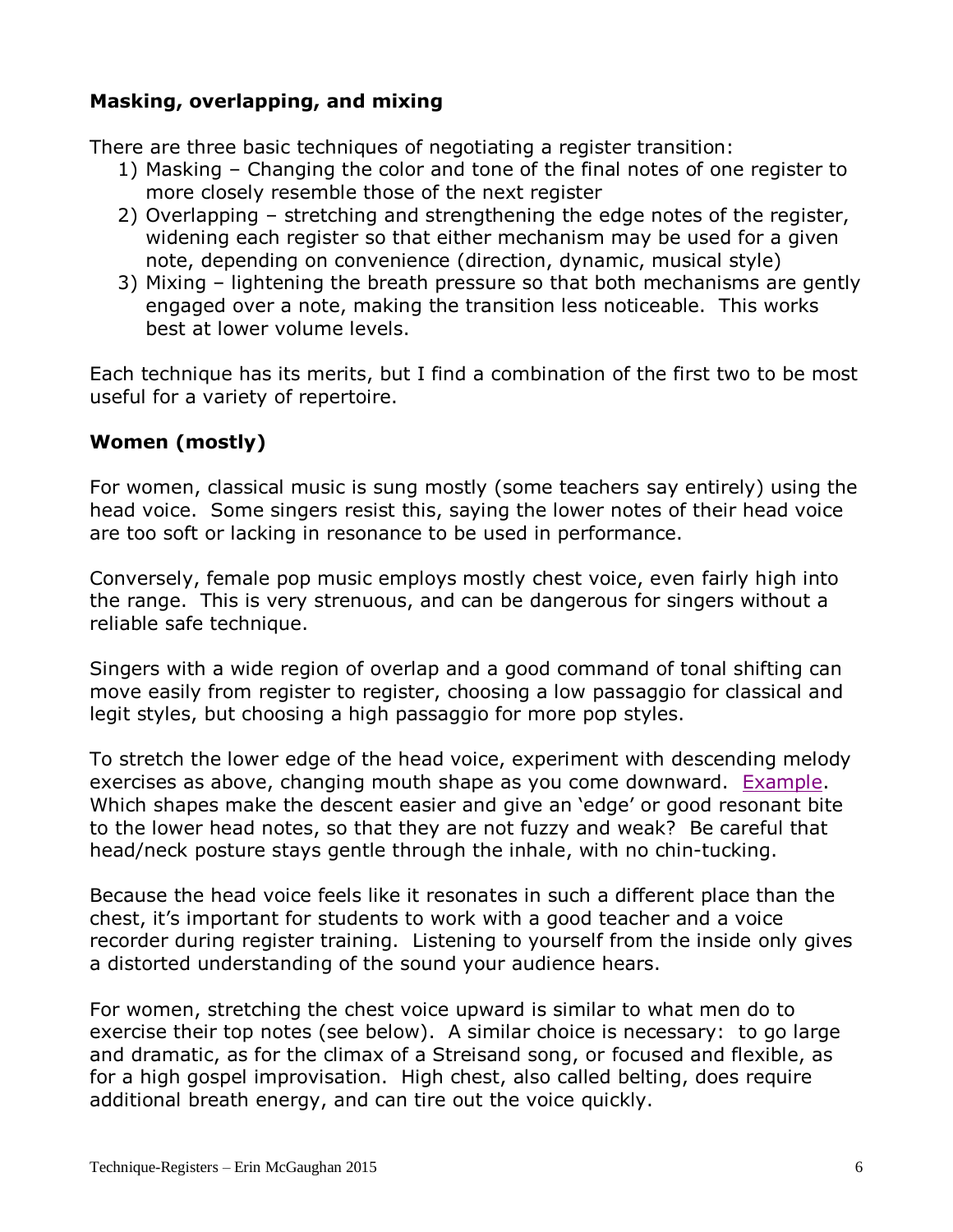### **Masking, overlapping, and mixing**

There are three basic techniques of negotiating a register transition:

1) Masking – Changing the color and tone of the final notes of one register to more closely resemble those of the next register
2) Overlapping – stretching and strengthening the edge notes of the register, widening each register so that either mechanism may be used for a given note, depending on convenience (direction, dynamic, musical style)
3) Mixing – lightening the breath pressure so that both mechanisms are gently engaged over a note, making the transition less noticeable. This works best at lower volume levels.

Each technique has its merits, but I find a combination of the first two to be most useful for a variety of repertoire.

### **Women (mostly)**

For women, classical music is sung mostly (some teachers say entirely) using the head voice. Some singers resist this, saying the lower notes of their head voice are too soft or lacking in resonance to be used in performance.

Conversely, female pop music employs mostly chest voice, even fairly high into the range. This is very strenuous, and can be dangerous for singers without a reliable safe technique.

Singers with a wide region of overlap and a good command of tonal shifting can move easily from register to register, choosing a low passaggio for classical and legit styles, but choosing a high passaggio for more pop styles.

To stretch the lower edge of the head voice, experiment with descending melody exercises as above, changing mouth shape as you come downward. Example. Which shapes make the descent easier and give an 'edge' or good resonant bite to the lower head notes, so that they are not fuzzy and weak? Be careful that head/neck posture stays gentle through the inhale, with no chin-tucking.

Because the head voice feels like it resonates in such a different place than the chest, it's important for students to work with a good teacher and a voice recorder during register training. Listening to yourself from the inside only gives a distorted understanding of the sound your audience hears.

For women, stretching the chest voice upward is similar to what men do to exercise their top notes (see below). A similar choice is necessary: to go large and dramatic, as for the climax of a Streisand song, or focused and flexible, as for a high gospel improvisation. High chest, also called belting, does require additional breath energy, and can tire out the voice quickly.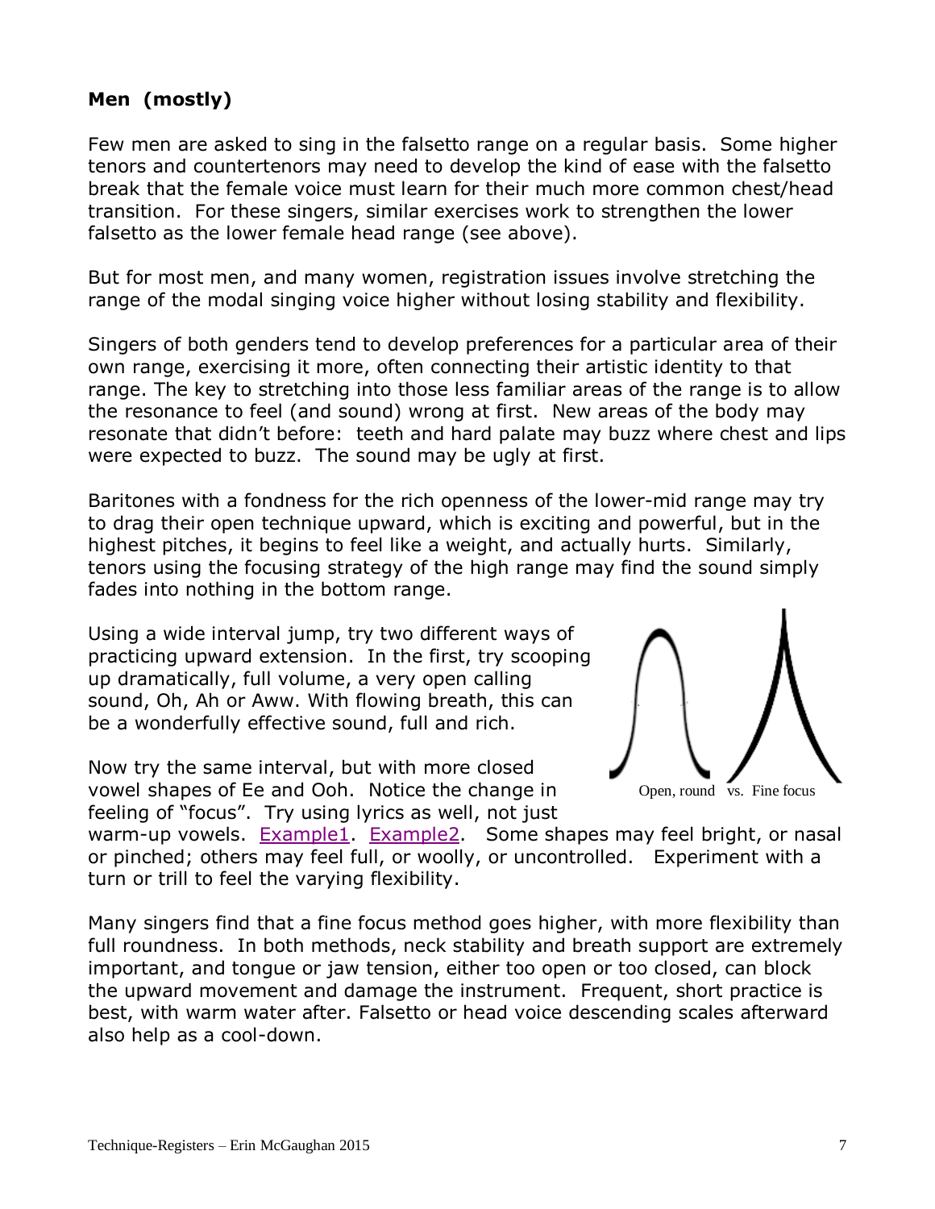**Men (mostly)**

Few men are asked to sing in the falsetto range on a regular basis. Some higher tenors and countertenors may need to develop the kind of ease with the falsetto break that the female voice must learn for their much more common chest/head transition. For these singers, similar exercises work to strengthen the lower falsetto as the lower female head range (see above).

But for most men, and many women, registration issues involve stretching the range of the modal singing voice higher without losing stability and flexibility.

Singers of both genders tend to develop preferences for a particular area of their own range, exercising it more, often connecting their artistic identity to that range. The key to stretching into those less familiar areas of the range is to allow the resonance to feel (and sound) wrong at first. New areas of the body may resonate that didn't before: teeth and hard palate may buzz where chest and lips were expected to buzz. The sound may be ugly at first.

Baritones with a fondness for the rich openness of the lower-mid range may try to drag their open technique upward, which is exciting and powerful, but in the highest pitches, it begins to feel like a weight, and actually hurts. Similarly, tenors using the focusing strategy of the high range may find the sound simply fades into nothing in the bottom range.

Using a wide interval jump, try two different ways of practicing upward extension. In the first, try scooping up dramatically, full volume, a very open calling sound, Oh, Ah or Aww. With flowing breath, this can be a wonderfully effective sound, full and rich.

Now try the same interval, but with more closed vowel shapes of Ee and Ooh. Notice the change in feeling of "focus". Try using lyrics as well, not just warm-up vowels. Example1. Example2. Some shapes may feel bright, or nasal or pinched; others may feel full, or woolly, or uncontrolled. Experiment with a turn or trill to feel the varying flexibility.

Open, round vs. Fine focus

Many singers find that a fine focus method goes higher, with more flexibility than full roundness. In both methods, neck stability and breath support are extremely important, and tongue or jaw tension, either too open or too closed, can block the upward movement and damage the instrument. Frequent, short practice is best, with warm water after. Falsetto or head voice descending scales afterward also help as a cool-down.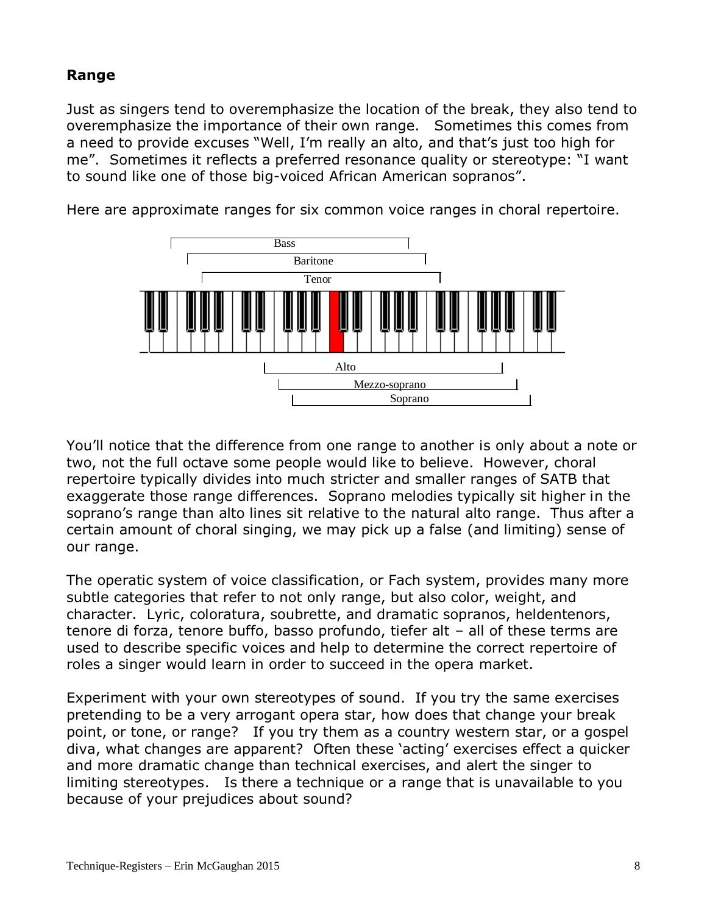### Range

Just as singers tend to overemphasize the location of the break, they also tend to overemphasize the importance of their own range. Sometimes this comes from a need to provide excuses "Well, I'm really an alto, and that's just too high for me". Sometimes it reflects a preferred resonance quality or stereotype: "I want to sound like one of those big-voiced African American sopranos".

Here are approximate ranges for six common voice ranges in choral repertoire.

Bass
Baritone
Tenor
Alto
Mezzo-soprano
Soprano

You'll notice that the difference from one range to another is only about a note or two, not the full octave some people would like to believe. However, choral repertoire typically divides into much stricter and smaller ranges of SATB that exaggerate those range differences. Soprano melodies typically sit higher in the soprano's range than alto lines sit relative to the natural alto range. Thus after a certain amount of choral singing, we may pick up a false (and limiting) sense of our range.

The operatic system of voice classification, or Fach system, provides many more subtle categories that refer to not only range, but also color, weight, and character. Lyric, coloratura, soubrette, and dramatic sopranos, heldentenors, tenore di forza, tenore buffo, basso profundo, tiefer alt – all of these terms are used to describe specific voices and help to determine the correct repertoire of roles a singer would learn in order to succeed in the opera market.

Experiment with your own stereotypes of sound. If you try the same exercises pretending to be a very arrogant opera star, how does that change your break point, or tone, or range? If you try them as a country western star, or a gospel diva, what changes are apparent? Often these 'acting' exercises effect a quicker and more dramatic change than technical exercises, and alert the singer to limiting stereotypes. Is there a technique or a range that is unavailable to you because of your prejudices about sound?